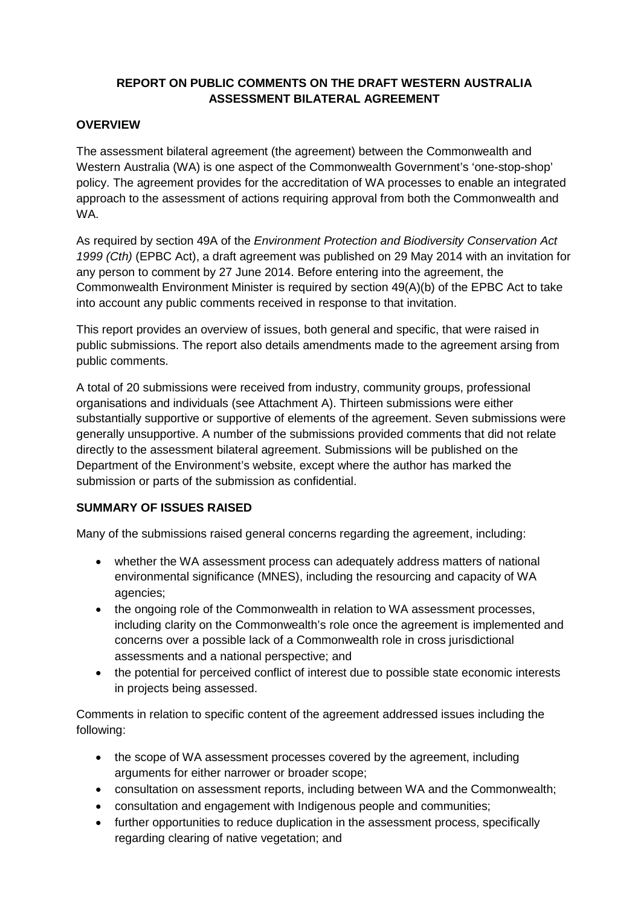# REPORT ON PUBLIC COMMENTS ON THE DRAFT WESTERN AUSTRALIA ASSESSMENT BILATERAL AGREEMENT

## OVERVIEW

The assessment bilateral agreement (the agreement) between the Commonwealth and Western Australia (WA) is one aspect of the Commonwealth Government's 'one-stop-shop' policy. The agreement provides for the accreditation of WA processes to enable an integrated approach to the assessment of actions requiring approval from both the Commonwealth and WA.

As required by section 49A of the *Environment Protection and Biodiversity Conservation Act 1999 (Cth)* (EPBC Act), a draft agreement was published on 29 May 2014 with an invitation for any person to comment by 27 June 2014. Before entering into the agreement, the Commonwealth Environment Minister is required by section 49(A)(b) of the EPBC Act to take into account any public comments received in response to that invitation.

This report provides an overview of issues, both general and specific, that were raised in public submissions. The report also details amendments made to the agreement arsing from public comments.

A total of 20 submissions were received from industry, community groups, professional organisations and individuals (see Attachment A). Thirteen submissions were either substantially supportive or supportive of elements of the agreement. Seven submissions were generally unsupportive. A number of the submissions provided comments that did not relate directly to the assessment bilateral agreement. Submissions will be published on the Department of the Environment's website, except where the author has marked the submission or parts of the submission as confidential.

## SUMMARY OF ISSUES RAISED

Many of the submissions raised general concerns regarding the agreement, including:

- whether the WA assessment process can adequately address matters of national environmental significance (MNES), including the resourcing and capacity of WA agencies;
- the ongoing role of the Commonwealth in relation to WA assessment processes, including clarity on the Commonwealth's role once the agreement is implemented and concerns over a possible lack of a Commonwealth role in cross jurisdictional assessments and a national perspective; and
- the potential for perceived conflict of interest due to possible state economic interests in projects being assessed.

Comments in relation to specific content of the agreement addressed issues including the following:

- the scope of WA assessment processes covered by the agreement, including arguments for either narrower or broader scope;
- consultation on assessment reports, including between WA and the Commonwealth;
- consultation and engagement with Indigenous people and communities;
- further opportunities to reduce duplication in the assessment process, specifically regarding clearing of native vegetation; and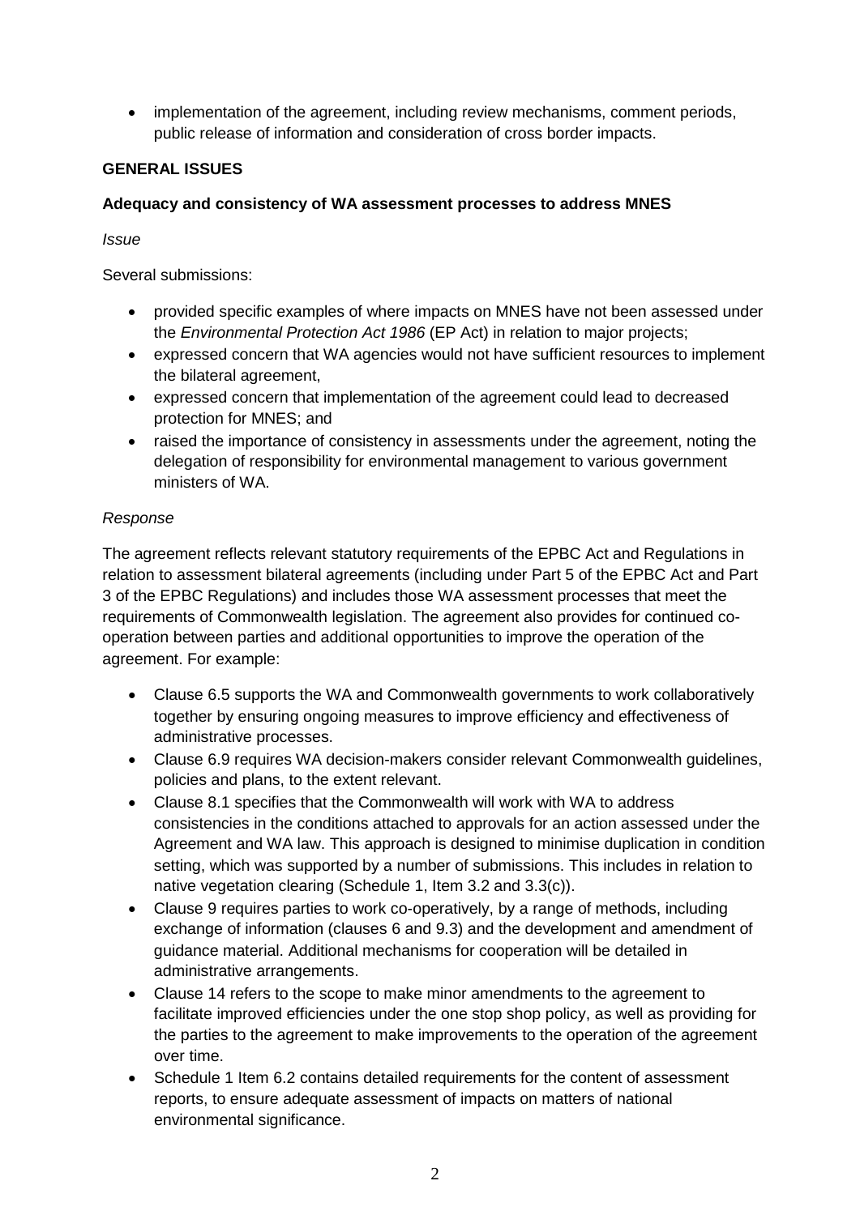- implementation of the agreement, including review mechanisms, comment periods, public release of information and consideration of cross border impacts.

## GENERAL ISSUES

### Adequacy and consistency of WA assessment processes to address MNES

*Issue*

Several submissions:

- provided specific examples of where impacts on MNES have not been assessed under the *Environmental Protection Act 1986* (EP Act) in relation to major projects;
- expressed concern that WA agencies would not have sufficient resources to implement the bilateral agreement,
- expressed concern that implementation of the agreement could lead to decreased protection for MNES; and
- raised the importance of consistency in assessments under the agreement, noting the delegation of responsibility for environmental management to various government ministers of WA.

*Response*

The agreement reflects relevant statutory requirements of the EPBC Act and Regulations in relation to assessment bilateral agreements (including under Part 5 of the EPBC Act and Part 3 of the EPBC Regulations) and includes those WA assessment processes that meet the requirements of Commonwealth legislation. The agreement also provides for continued co-operation between parties and additional opportunities to improve the operation of the agreement. For example:

- Clause 6.5 supports the WA and Commonwealth governments to work collaboratively together by ensuring ongoing measures to improve efficiency and effectiveness of administrative processes.
- Clause 6.9 requires WA decision-makers consider relevant Commonwealth guidelines, policies and plans, to the extent relevant.
- Clause 8.1 specifies that the Commonwealth will work with WA to address consistencies in the conditions attached to approvals for an action assessed under the Agreement and WA law. This approach is designed to minimise duplication in condition setting, which was supported by a number of submissions. This includes in relation to native vegetation clearing (Schedule 1, Item 3.2 and 3.3(c)).
- Clause 9 requires parties to work co-operatively, by a range of methods, including exchange of information (clauses 6 and 9.3) and the development and amendment of guidance material. Additional mechanisms for cooperation will be detailed in administrative arrangements.
- Clause 14 refers to the scope to make minor amendments to the agreement to facilitate improved efficiencies under the one stop shop policy, as well as providing for the parties to the agreement to make improvements to the operation of the agreement over time.
- Schedule 1 Item 6.2 contains detailed requirements for the content of assessment reports, to ensure adequate assessment of impacts on matters of national environmental significance.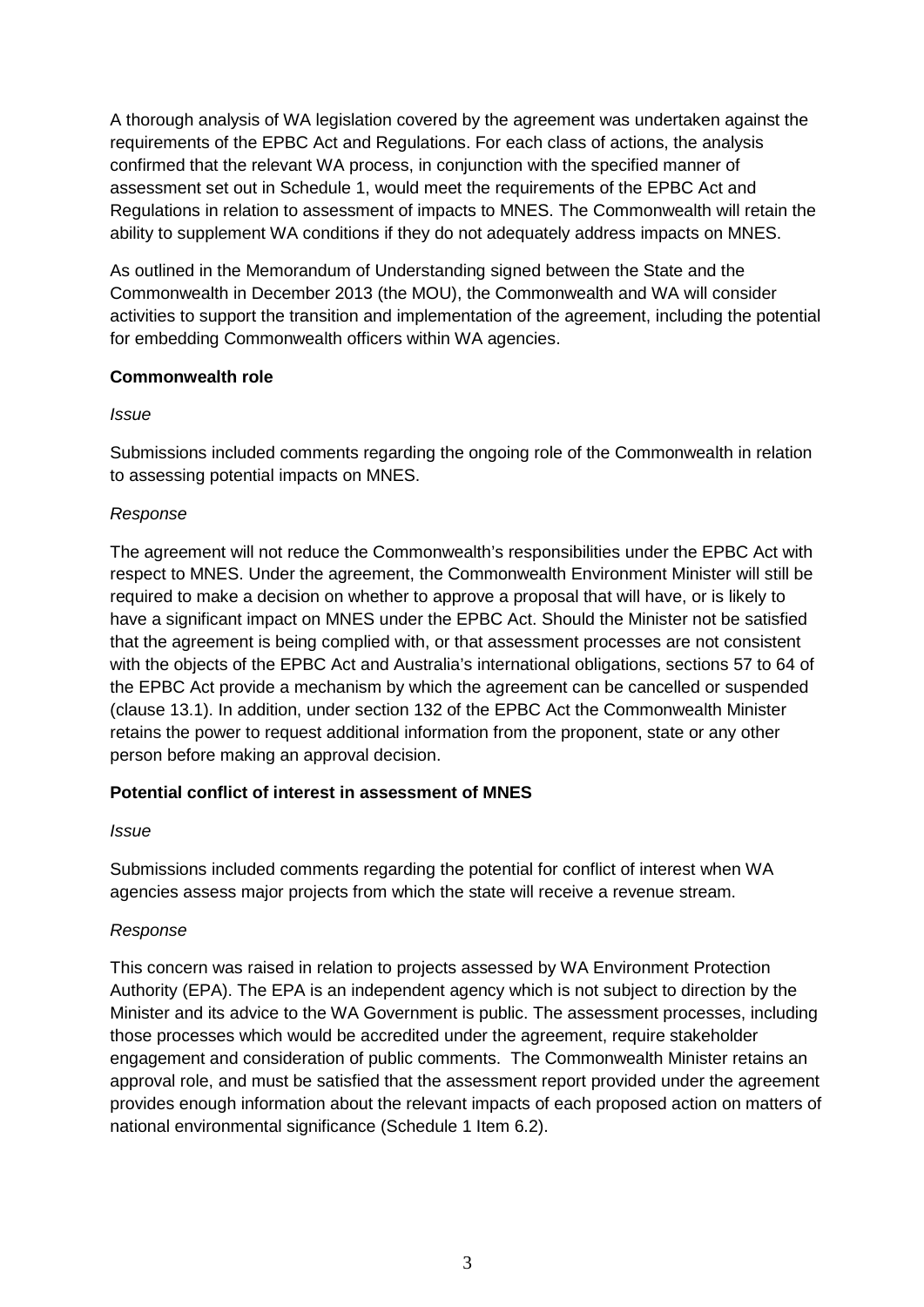A thorough analysis of WA legislation covered by the agreement was undertaken against the requirements of the EPBC Act and Regulations. For each class of actions, the analysis confirmed that the relevant WA process, in conjunction with the specified manner of assessment set out in Schedule 1, would meet the requirements of the EPBC Act and Regulations in relation to assessment of impacts to MNES. The Commonwealth will retain the ability to supplement WA conditions if they do not adequately address impacts on MNES.

As outlined in the Memorandum of Understanding signed between the State and the Commonwealth in December 2013 (the MOU), the Commonwealth and WA will consider activities to support the transition and implementation of the agreement, including the potential for embedding Commonwealth officers within WA agencies.

**Commonwealth role**

*Issue*

Submissions included comments regarding the ongoing role of the Commonwealth in relation to assessing potential impacts on MNES.

*Response*

The agreement will not reduce the Commonwealth's responsibilities under the EPBC Act with respect to MNES. Under the agreement, the Commonwealth Environment Minister will still be required to make a decision on whether to approve a proposal that will have, or is likely to have a significant impact on MNES under the EPBC Act. Should the Minister not be satisfied that the agreement is being complied with, or that assessment processes are not consistent with the objects of the EPBC Act and Australia's international obligations, sections 57 to 64 of the EPBC Act provide a mechanism by which the agreement can be cancelled or suspended (clause 13.1). In addition, under section 132 of the EPBC Act the Commonwealth Minister retains the power to request additional information from the proponent, state or any other person before making an approval decision.

**Potential conflict of interest in assessment of MNES**

*Issue*

Submissions included comments regarding the potential for conflict of interest when WA agencies assess major projects from which the state will receive a revenue stream.

*Response*

This concern was raised in relation to projects assessed by WA Environment Protection Authority (EPA). The EPA is an independent agency which is not subject to direction by the Minister and its advice to the WA Government is public. The assessment processes, including those processes which would be accredited under the agreement, require stakeholder engagement and consideration of public comments. The Commonwealth Minister retains an approval role, and must be satisfied that the assessment report provided under the agreement provides enough information about the relevant impacts of each proposed action on matters of national environmental significance (Schedule 1 Item 6.2).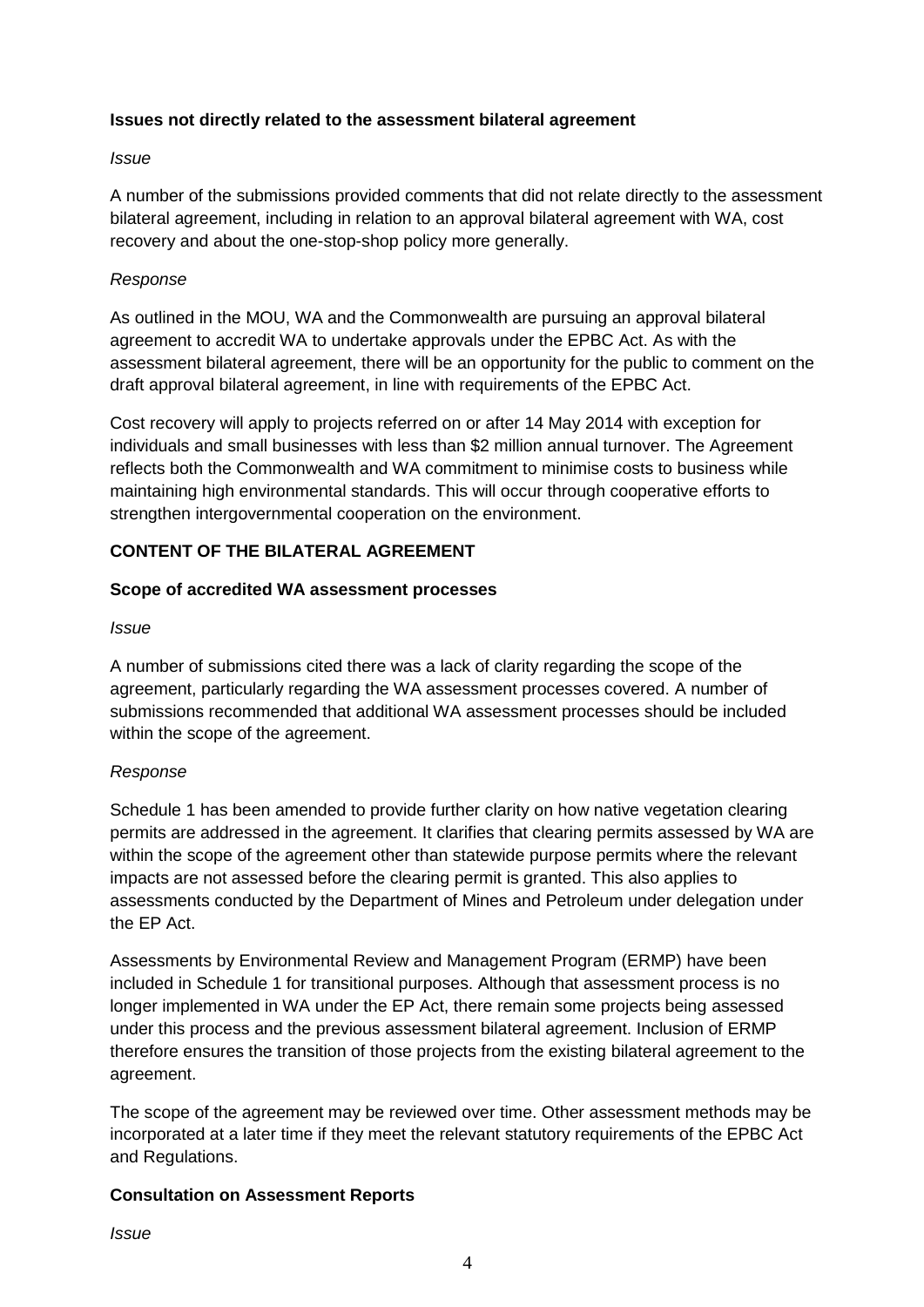**Issues not directly related to the assessment bilateral agreement**

*Issue*

A number of the submissions provided comments that did not relate directly to the assessment bilateral agreement, including in relation to an approval bilateral agreement with WA, cost recovery and about the one-stop-shop policy more generally.

*Response*

As outlined in the MOU, WA and the Commonwealth are pursuing an approval bilateral agreement to accredit WA to undertake approvals under the EPBC Act. As with the assessment bilateral agreement, there will be an opportunity for the public to comment on the draft approval bilateral agreement, in line with requirements of the EPBC Act.

Cost recovery will apply to projects referred on or after 14 May 2014 with exception for individuals and small businesses with less than $2 million annual turnover. The Agreement reflects both the Commonwealth and WA commitment to minimise costs to business while maintaining high environmental standards. This will occur through cooperative efforts to strengthen intergovernmental cooperation on the environment.

## CONTENT OF THE BILATERAL AGREEMENT

**Scope of accredited WA assessment processes**

*Issue*

A number of submissions cited there was a lack of clarity regarding the scope of the agreement, particularly regarding the WA assessment processes covered. A number of submissions recommended that additional WA assessment processes should be included within the scope of the agreement.

*Response*

Schedule 1 has been amended to provide further clarity on how native vegetation clearing permits are addressed in the agreement. It clarifies that clearing permits assessed by WA are within the scope of the agreement other than statewide purpose permits where the relevant impacts are not assessed before the clearing permit is granted. This also applies to assessments conducted by the Department of Mines and Petroleum under delegation under the EP Act.

Assessments by Environmental Review and Management Program (ERMP) have been included in Schedule 1 for transitional purposes. Although that assessment process is no longer implemented in WA under the EP Act, there remain some projects being assessed under this process and the previous assessment bilateral agreement. Inclusion of ERMP therefore ensures the transition of those projects from the existing bilateral agreement to the agreement.

The scope of the agreement may be reviewed over time. Other assessment methods may be incorporated at a later time if they meet the relevant statutory requirements of the EPBC Act and Regulations.

**Consultation on Assessment Reports**

*Issue*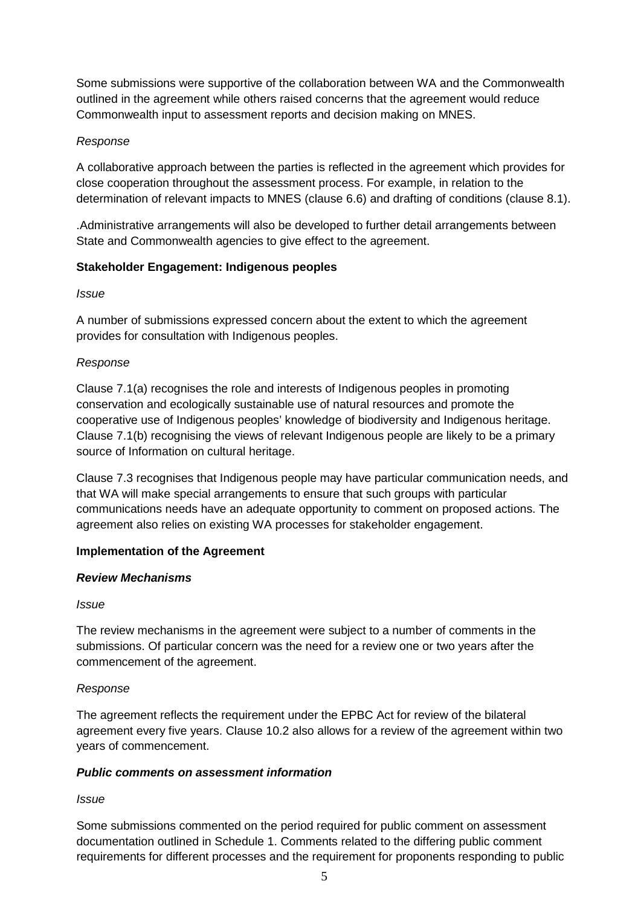Some submissions were supportive of the collaboration between WA and the Commonwealth outlined in the agreement while others raised concerns that the agreement would reduce Commonwealth input to assessment reports and decision making on MNES.

*Response*

A collaborative approach between the parties is reflected in the agreement which provides for close cooperation throughout the assessment process. For example, in relation to the determination of relevant impacts to MNES (clause 6.6) and drafting of conditions (clause 8.1).

.Administrative arrangements will also be developed to further detail arrangements between State and Commonwealth agencies to give effect to the agreement.

**Stakeholder Engagement: Indigenous peoples**

*Issue*

A number of submissions expressed concern about the extent to which the agreement provides for consultation with Indigenous peoples.

*Response*

Clause 7.1(a) recognises the role and interests of Indigenous peoples in promoting conservation and ecologically sustainable use of natural resources and promote the cooperative use of Indigenous peoples' knowledge of biodiversity and Indigenous heritage. Clause 7.1(b) recognising the views of relevant Indigenous people are likely to be a primary source of Information on cultural heritage.

Clause 7.3 recognises that Indigenous people may have particular communication needs, and that WA will make special arrangements to ensure that such groups with particular communications needs have an adequate opportunity to comment on proposed actions. The agreement also relies on existing WA processes for stakeholder engagement.

**Implementation of the Agreement**

***Review Mechanisms***

*Issue*

The review mechanisms in the agreement were subject to a number of comments in the submissions. Of particular concern was the need for a review one or two years after the commencement of the agreement.

*Response*

The agreement reflects the requirement under the EPBC Act for review of the bilateral agreement every five years. Clause 10.2 also allows for a review of the agreement within two years of commencement.

***Public comments on assessment information***

*Issue*

Some submissions commented on the period required for public comment on assessment documentation outlined in Schedule 1. Comments related to the differing public comment requirements for different processes and the requirement for proponents responding to public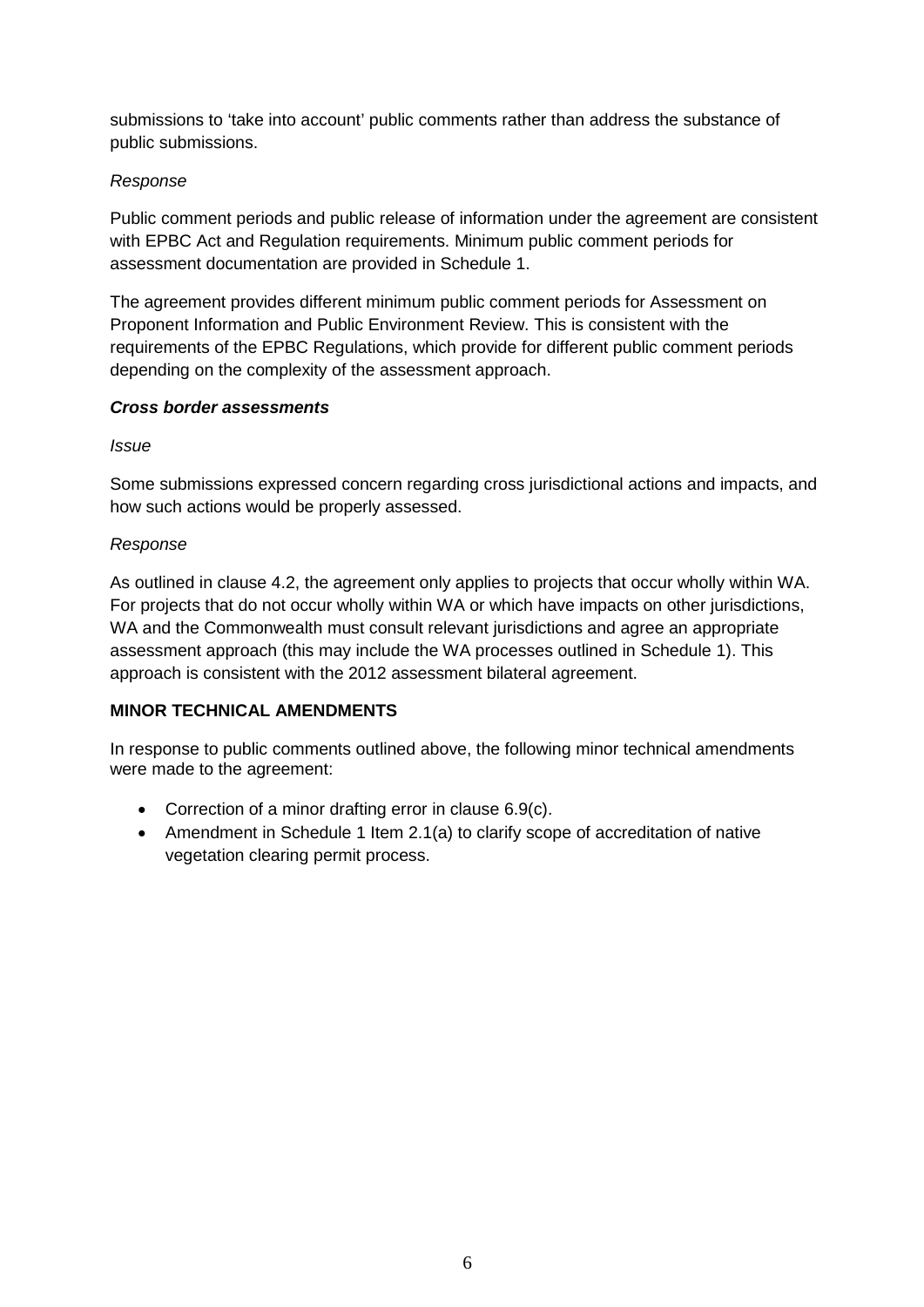submissions to 'take into account' public comments rather than address the substance of public submissions.

*Response*

Public comment periods and public release of information under the agreement are consistent with EPBC Act and Regulation requirements. Minimum public comment periods for assessment documentation are provided in Schedule 1.

The agreement provides different minimum public comment periods for Assessment on Proponent Information and Public Environment Review. This is consistent with the requirements of the EPBC Regulations, which provide for different public comment periods depending on the complexity of the assessment approach.

***Cross border assessments***

*Issue*

Some submissions expressed concern regarding cross jurisdictional actions and impacts, and how such actions would be properly assessed.

*Response*

As outlined in clause 4.2, the agreement only applies to projects that occur wholly within WA. For projects that do not occur wholly within WA or which have impacts on other jurisdictions, WA and the Commonwealth must consult relevant jurisdictions and agree an appropriate assessment approach (this may include the WA processes outlined in Schedule 1). This approach is consistent with the 2012 assessment bilateral agreement.

**MINOR TECHNICAL AMENDMENTS**

In response to public comments outlined above, the following minor technical amendments were made to the agreement:

- Correction of a minor drafting error in clause 6.9(c).
- Amendment in Schedule 1 Item 2.1(a) to clarify scope of accreditation of native vegetation clearing permit process.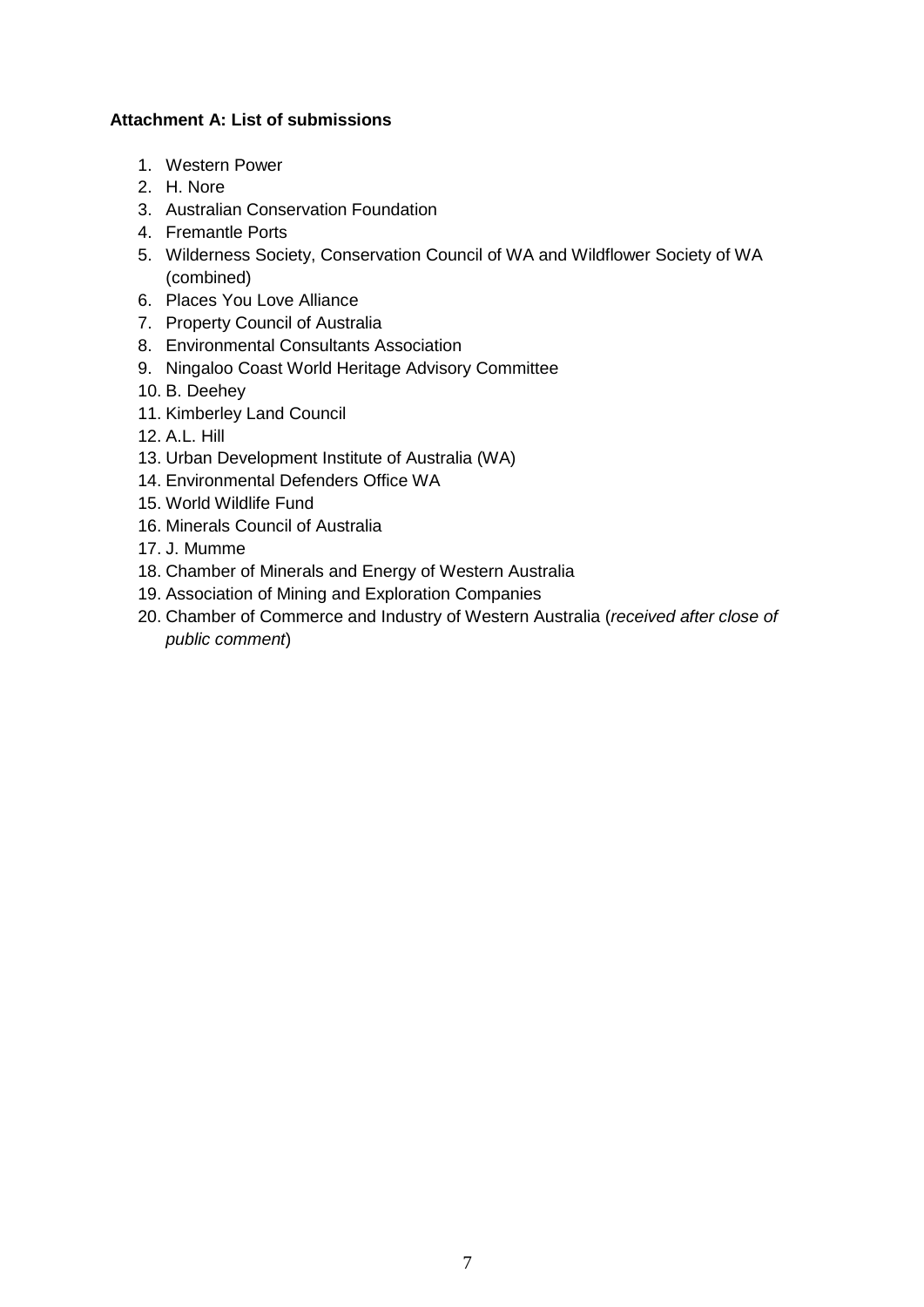**Attachment A: List of submissions**

1. Western Power
2. H. Nore
3. Australian Conservation Foundation
4. Fremantle Ports
5. Wilderness Society, Conservation Council of WA and Wildflower Society of WA (combined)
6. Places You Love Alliance
7. Property Council of Australia
8. Environmental Consultants Association
9. Ningaloo Coast World Heritage Advisory Committee
10. B. Deehey
11. Kimberley Land Council
12. A.L. Hill
13. Urban Development Institute of Australia (WA)
14. Environmental Defenders Office WA
15. World Wildlife Fund
16. Minerals Council of Australia
17. J. Mumme
18. Chamber of Minerals and Energy of Western Australia
19. Association of Mining and Exploration Companies
20. Chamber of Commerce and Industry of Western Australia (*received after close of public comment*)